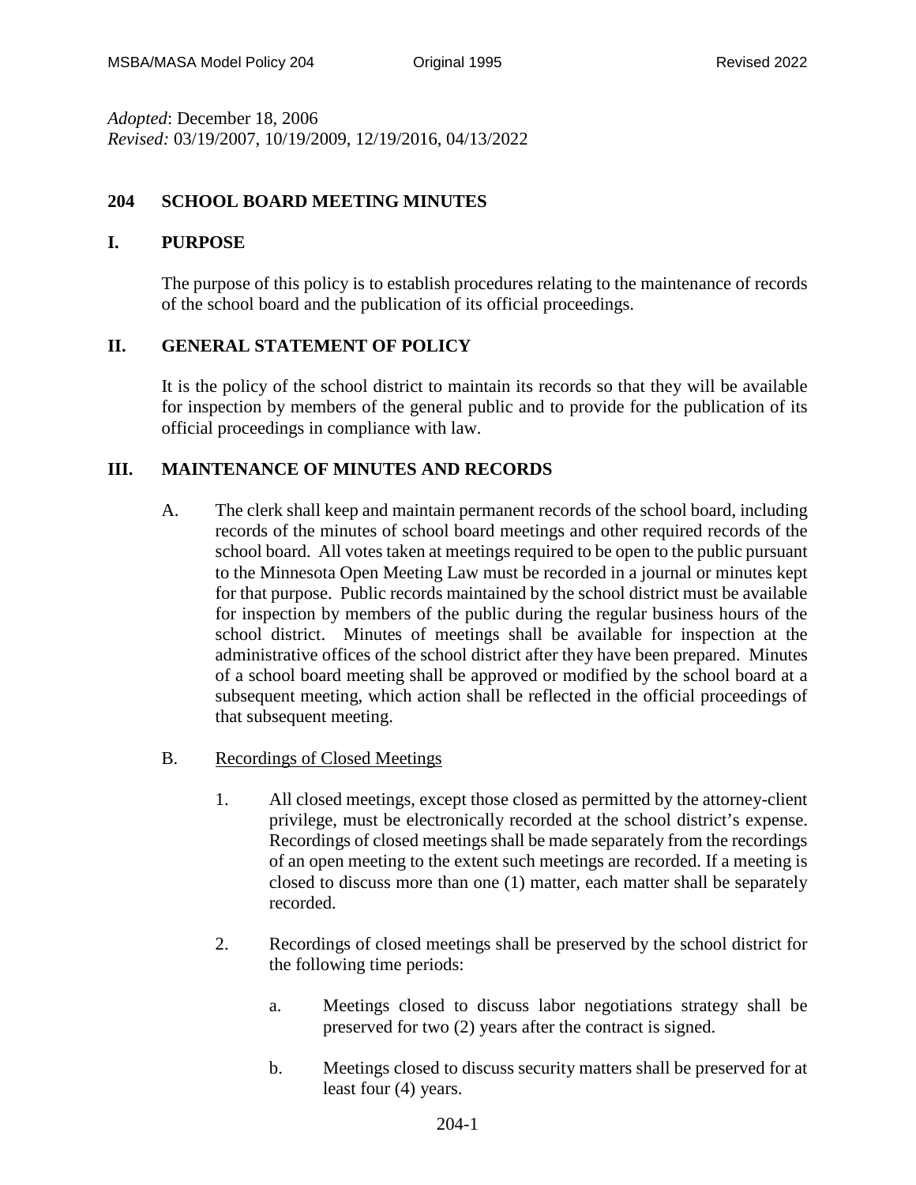*Adopted*: December 18, 2006
*Revised:* 03/19/2007, 10/19/2009, 12/19/2016, 04/13/2022

# 204 SCHOOL BOARD MEETING MINUTES

## I. PURPOSE

The purpose of this policy is to establish procedures relating to the maintenance of records of the school board and the publication of its official proceedings.

## II. GENERAL STATEMENT OF POLICY

It is the policy of the school district to maintain its records so that they will be available for inspection by members of the general public and to provide for the publication of its official proceedings in compliance with law.

## III. MAINTENANCE OF MINUTES AND RECORDS

A. The clerk shall keep and maintain permanent records of the school board, including records of the minutes of school board meetings and other required records of the school board. All votes taken at meetings required to be open to the public pursuant to the Minnesota Open Meeting Law must be recorded in a journal or minutes kept for that purpose. Public records maintained by the school district must be available for inspection by members of the public during the regular business hours of the school district. Minutes of meetings shall be available for inspection at the administrative offices of the school district after they have been prepared. Minutes of a school board meeting shall be approved or modified by the school board at a subsequent meeting, which action shall be reflected in the official proceedings of that subsequent meeting.

B. Recordings of Closed Meetings

1. All closed meetings, except those closed as permitted by the attorney-client privilege, must be electronically recorded at the school district's expense. Recordings of closed meetings shall be made separately from the recordings of an open meeting to the extent such meetings are recorded. If a meeting is closed to discuss more than one (1) matter, each matter shall be separately recorded.

2. Recordings of closed meetings shall be preserved by the school district for the following time periods:

   a. Meetings closed to discuss labor negotiations strategy shall be preserved for two (2) years after the contract is signed.

   b. Meetings closed to discuss security matters shall be preserved for at least four (4) years.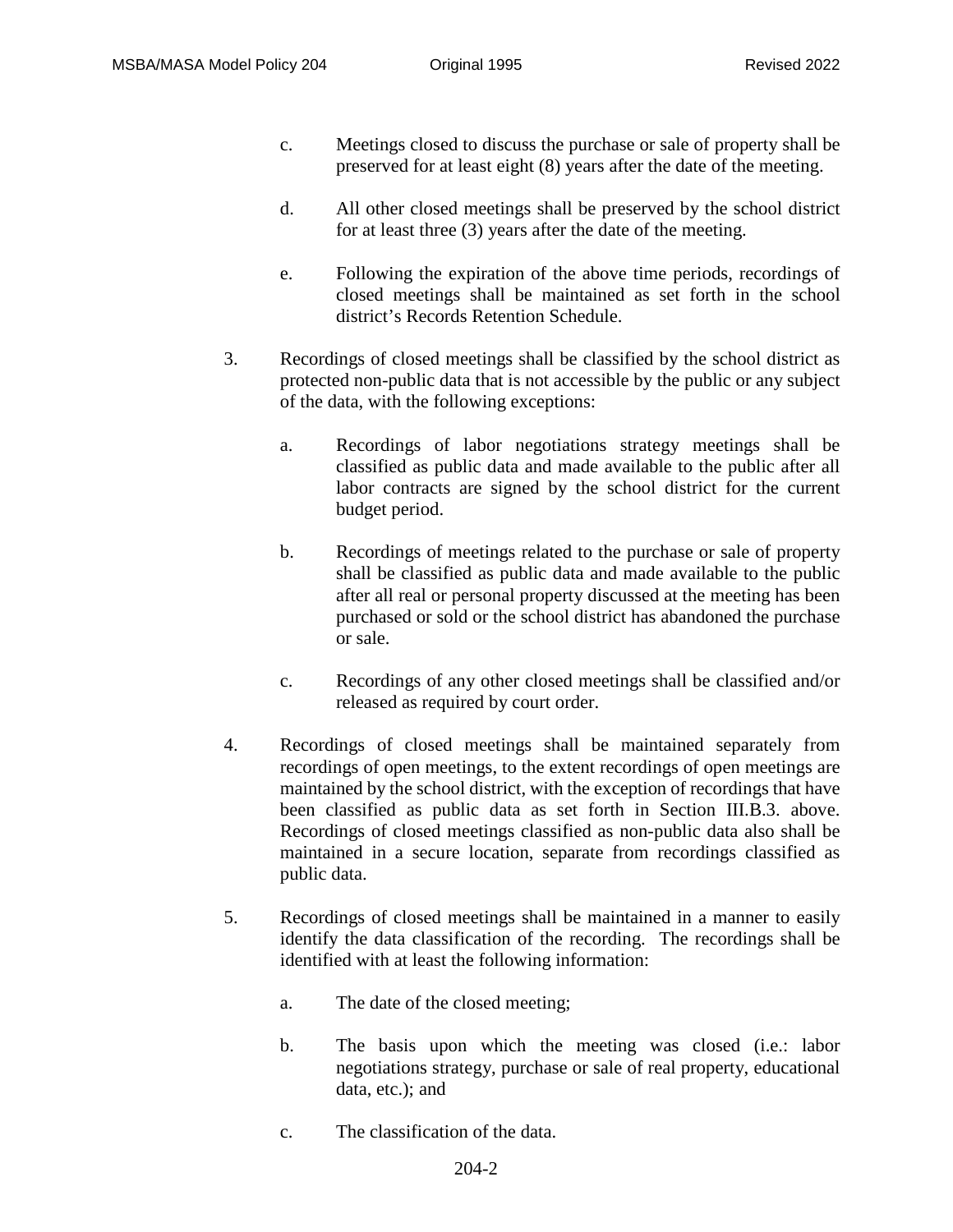c. Meetings closed to discuss the purchase or sale of property shall be preserved for at least eight (8) years after the date of the meeting.

d. All other closed meetings shall be preserved by the school district for at least three (3) years after the date of the meeting.

e. Following the expiration of the above time periods, recordings of closed meetings shall be maintained as set forth in the school district's Records Retention Schedule.

3. Recordings of closed meetings shall be classified by the school district as protected non-public data that is not accessible by the public or any subject of the data, with the following exceptions:

   a. Recordings of labor negotiations strategy meetings shall be classified as public data and made available to the public after all labor contracts are signed by the school district for the current budget period.

   b. Recordings of meetings related to the purchase or sale of property shall be classified as public data and made available to the public after all real or personal property discussed at the meeting has been purchased or sold or the school district has abandoned the purchase or sale.

   c. Recordings of any other closed meetings shall be classified and/or released as required by court order.

4. Recordings of closed meetings shall be maintained separately from recordings of open meetings, to the extent recordings of open meetings are maintained by the school district, with the exception of recordings that have been classified as public data as set forth in Section III.B.3. above. Recordings of closed meetings classified as non-public data also shall be maintained in a secure location, separate from recordings classified as public data.

5. Recordings of closed meetings shall be maintained in a manner to easily identify the data classification of the recording. The recordings shall be identified with at least the following information:

   a. The date of the closed meeting;

   b. The basis upon which the meeting was closed (i.e.: labor negotiations strategy, purchase or sale of real property, educational data, etc.); and

   c. The classification of the data.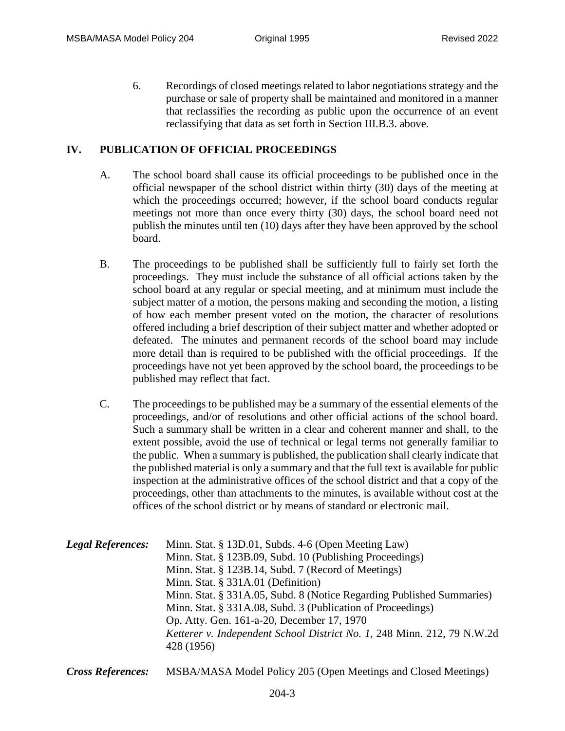6. Recordings of closed meetings related to labor negotiations strategy and the purchase or sale of property shall be maintained and monitored in a manner that reclassifies the recording as public upon the occurrence of an event reclassifying that data as set forth in Section III.B.3. above.

## IV. PUBLICATION OF OFFICIAL PROCEEDINGS

A. The school board shall cause its official proceedings to be published once in the official newspaper of the school district within thirty (30) days of the meeting at which the proceedings occurred; however, if the school board conducts regular meetings not more than once every thirty (30) days, the school board need not publish the minutes until ten (10) days after they have been approved by the school board.

B. The proceedings to be published shall be sufficiently full to fairly set forth the proceedings. They must include the substance of all official actions taken by the school board at any regular or special meeting, and at minimum must include the subject matter of a motion, the persons making and seconding the motion, a listing of how each member present voted on the motion, the character of resolutions offered including a brief description of their subject matter and whether adopted or defeated. The minutes and permanent records of the school board may include more detail than is required to be published with the official proceedings. If the proceedings have not yet been approved by the school board, the proceedings to be published may reflect that fact.

C. The proceedings to be published may be a summary of the essential elements of the proceedings, and/or of resolutions and other official actions of the school board. Such a summary shall be written in a clear and coherent manner and shall, to the extent possible, avoid the use of technical or legal terms not generally familiar to the public. When a summary is published, the publication shall clearly indicate that the published material is only a summary and that the full text is available for public inspection at the administrative offices of the school district and that a copy of the proceedings, other than attachments to the minutes, is available without cost at the offices of the school district or by means of standard or electronic mail.

***Legal References:***
Minn. Stat. § 13D.01, Subds. 4-6 (Open Meeting Law)
Minn. Stat. § 123B.09, Subd. 10 (Publishing Proceedings)
Minn. Stat. § 123B.14, Subd. 7 (Record of Meetings)
Minn. Stat. § 331A.01 (Definition)
Minn. Stat. § 331A.05, Subd. 8 (Notice Regarding Published Summaries)
Minn. Stat. § 331A.08, Subd. 3 (Publication of Proceedings)
Op. Atty. Gen. 161-a-20, December 17, 1970
*Ketterer v. Independent School District No. 1*, 248 Minn. 212, 79 N.W.2d 428 (1956)

***Cross References:***
MSBA/MASA Model Policy 205 (Open Meetings and Closed Meetings)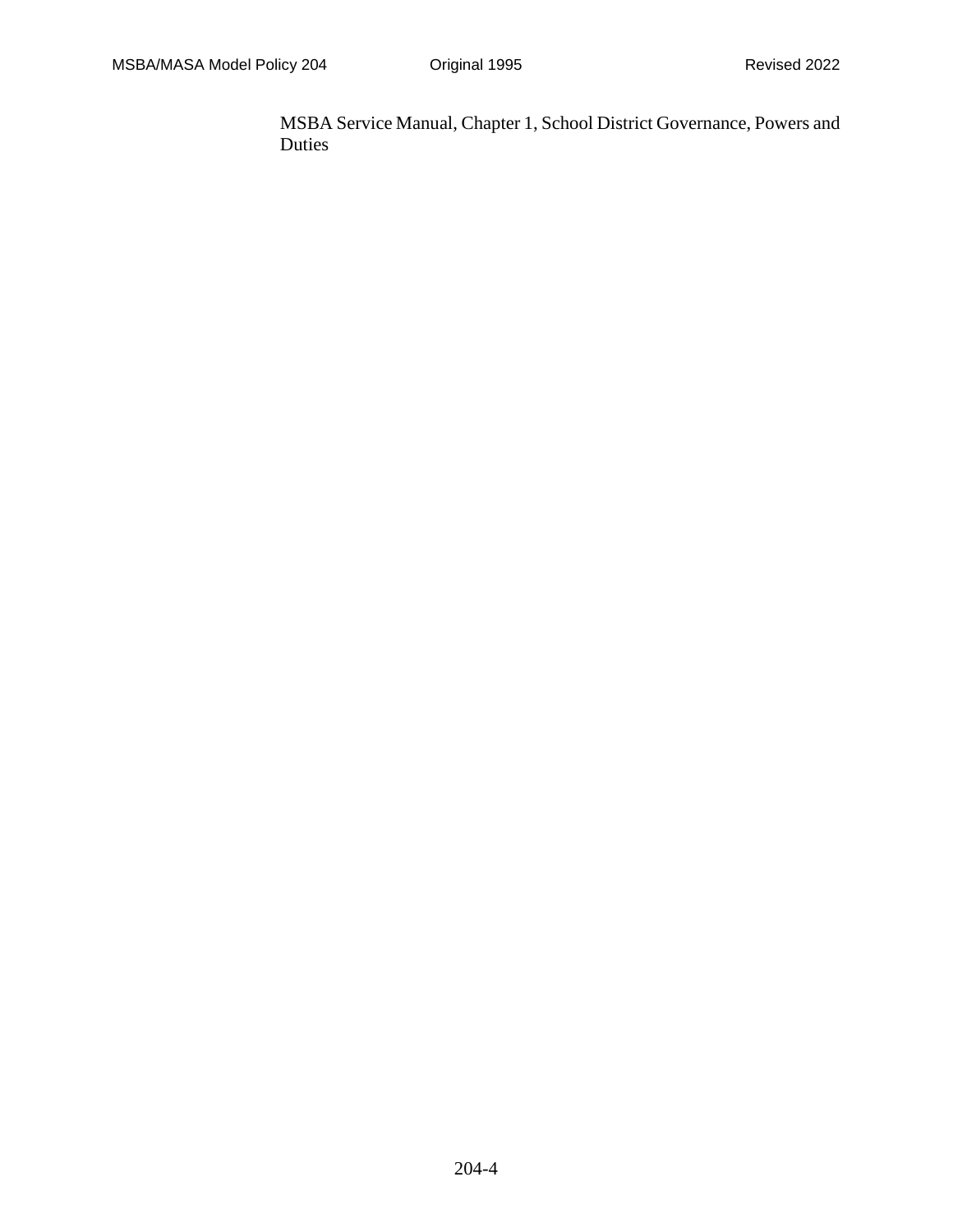MSBA Service Manual, Chapter 1, School District Governance, Powers and Duties